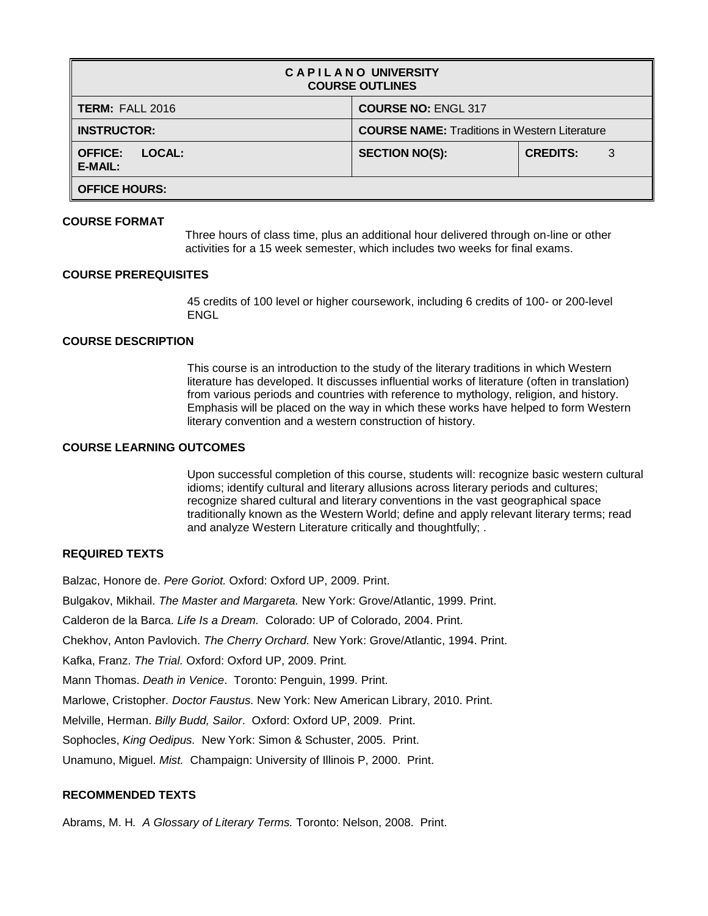| C A P I L A N O UNIVERSITY COURSE OUTLINES | | |
|---|---|---|
| **TERM:** FALL 2016 | **COURSE NO:** ENGL 317 | |
| **INSTRUCTOR:** | **COURSE NAME:** Traditions in Western Literature | |
| **OFFICE: LOCAL:** **E-MAIL:** | **SECTION NO(S):** | **CREDITS:** 3 |
| **OFFICE HOURS:** | | |

**COURSE FORMAT**

Three hours of class time, plus an additional hour delivered through on-line or other activities for a 15 week semester, which includes two weeks for final exams.

**COURSE PREREQUISITES**

45 credits of 100 level or higher coursework, including 6 credits of 100- or 200-level ENGL

**COURSE DESCRIPTION**

This course is an introduction to the study of the literary traditions in which Western literature has developed. It discusses influential works of literature (often in translation) from various periods and countries with reference to mythology, religion, and history. Emphasis will be placed on the way in which these works have helped to form Western literary convention and a western construction of history.

**COURSE LEARNING OUTCOMES**

Upon successful completion of this course, students will: recognize basic western cultural idioms; identify cultural and literary allusions across literary periods and cultures; recognize shared cultural and literary conventions in the vast geographical space traditionally known as the Western World; define and apply relevant literary terms; read and analyze Western Literature critically and thoughtfully; .

**REQUIRED TEXTS**

Balzac, Honore de. *Pere Goriot.* Oxford: Oxford UP, 2009. Print.

Bulgakov, Mikhail. *The Master and Margareta.* New York: Grove/Atlantic, 1999. Print.

Calderon de la Barca. *Life Is a Dream.* Colorado: UP of Colorado, 2004. Print.

Chekhov, Anton Pavlovich. *The Cherry Orchard.* New York: Grove/Atlantic, 1994. Print.

Kafka, Franz. *The Trial.* Oxford: Oxford UP, 2009. Print.

Mann Thomas. *Death in Venice*. Toronto: Penguin, 1999. Print.

Marlowe, Cristopher. *Doctor Faustus.* New York: New American Library, 2010. Print.

Melville, Herman. *Billy Budd, Sailor*. Oxford: Oxford UP, 2009. Print.

Sophocles, *King Oedipus.* New York: Simon & Schuster, 2005. Print.

Unamuno, Miguel. *Mist.* Champaign: University of Illinois P, 2000. Print.

**RECOMMENDED TEXTS**

Abrams, M. H*. A Glossary of Literary Terms.* Toronto: Nelson, 2008. Print.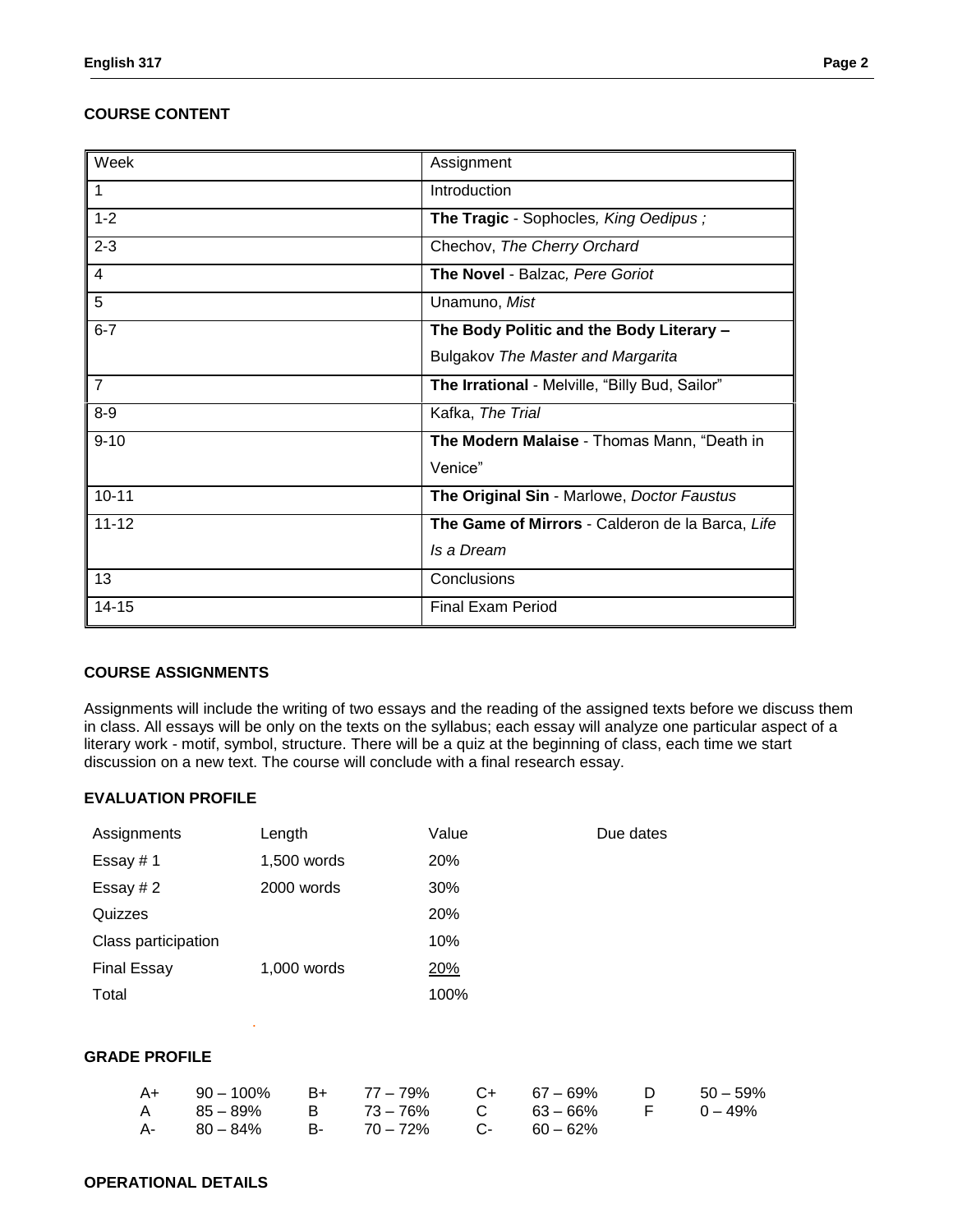## COURSE CONTENT

| Week | Assignment |
|---|---|
| 1 | Introduction |
| 1-2 | **The Tragic** - Sophocles*, King Oedipus ;* |
| 2-3 | Chechov, *The Cherry Orchard* |
| 4 | **The Novel** - Balzac*, Pere Goriot* |
| 5 | Unamuno, *Mist* |
| 6-7 | **The Body Politic and the Body Literary –** Bulgakov *The Master and Margarita* |
| 7 | **The Irrational** - Melville, "Billy Bud, Sailor" |
| 8-9 | Kafka, *The Trial* |
| 9-10 | **The Modern Malaise** - Thomas Mann, "Death in Venice" |
| 10-11 | **The Original Sin** - Marlowe, *Doctor Faustus* |
| 11-12 | **The Game of Mirrors** - Calderon de la Barca, *Life Is a Dream* |
| 13 | Conclusions |
| 14-15 | Final Exam Period |

## COURSE ASSIGNMENTS

Assignments will include the writing of two essays and the reading of the assigned texts before we discuss them in class. All essays will be only on the texts on the syllabus; each essay will analyze one particular aspect of a literary work - motif, symbol, structure. There will be a quiz at the beginning of class, each time we start discussion on a new text. The course will conclude with a final research essay.

## EVALUATION PROFILE

| Assignments | Length | Value | Due dates |
|---|---|---|---|
| Essay # 1 | 1,500 words | 20% | |
| Essay # 2 | 2000 words | 30% | |
| Quizzes | | 20% | |
| Class participation | | 10% | |
| Final Essay | 1,000 words | 20% | |
| Total | | 100% | |

## GRADE PROFILE

| | | | | | | | |
|---|---|---|---|---|---|---|---|
| A+ | 90 – 100% | B+ | 77 – 79% | C+ | 67 – 69% | D | 50 – 59% |
| A | 85 – 89% | B | 73 – 76% | C | 63 – 66% | F | 0 – 49% |
| A- | 80 – 84% | B- | 70 – 72% | C- | 60 – 62% | | |

## OPERATIONAL DETAILS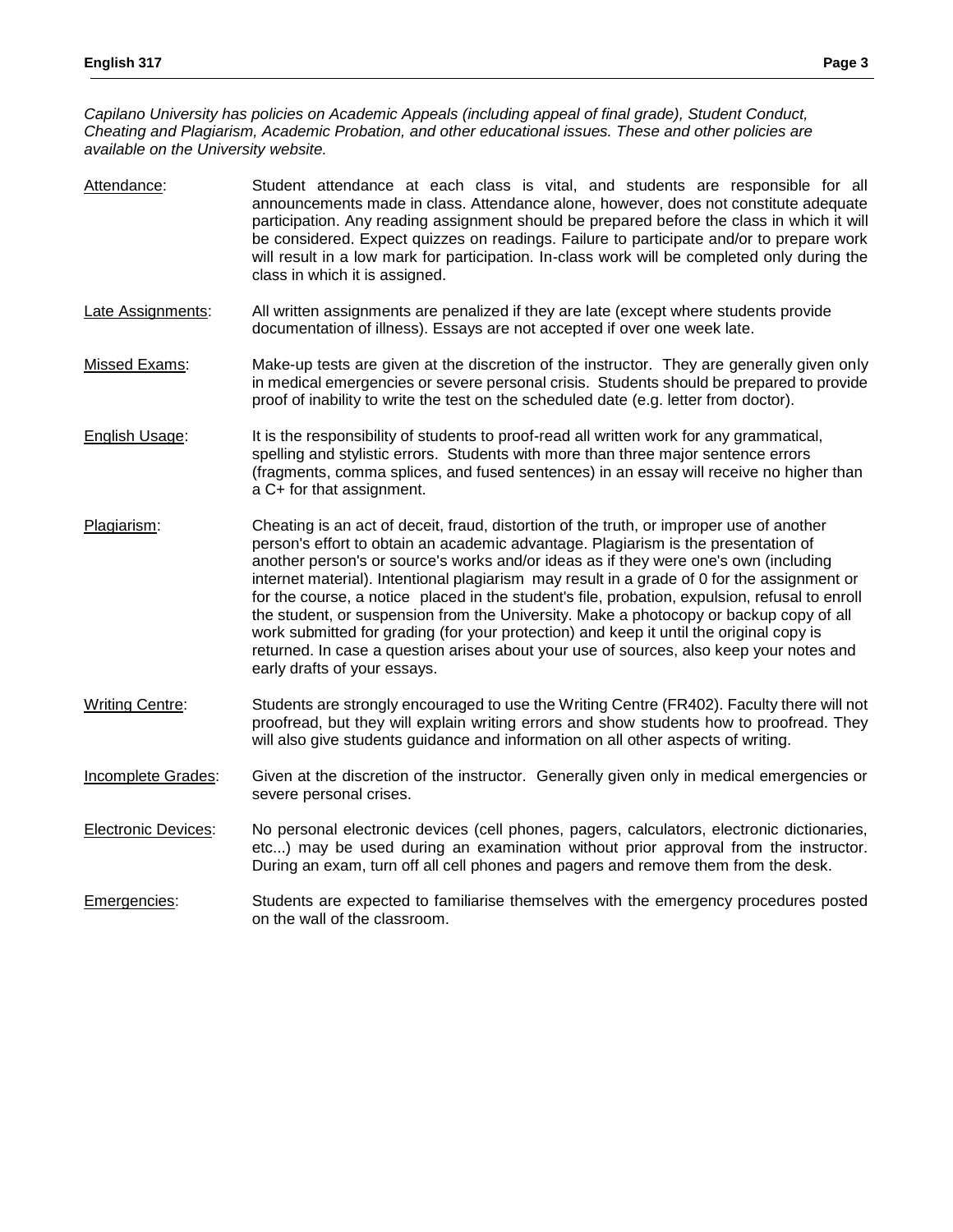*Capilano University has policies on Academic Appeals (including appeal of final grade), Student Conduct, Cheating and Plagiarism, Academic Probation, and other educational issues. These and other policies are available on the University website.*

Attendance: Student attendance at each class is vital, and students are responsible for all announcements made in class. Attendance alone, however, does not constitute adequate participation. Any reading assignment should be prepared before the class in which it will be considered. Expect quizzes on readings. Failure to participate and/or to prepare work will result in a low mark for participation. In-class work will be completed only during the class in which it is assigned.

Late Assignments: All written assignments are penalized if they are late (except where students provide documentation of illness). Essays are not accepted if over one week late.

Missed Exams: Make-up tests are given at the discretion of the instructor. They are generally given only in medical emergencies or severe personal crisis. Students should be prepared to provide proof of inability to write the test on the scheduled date (e.g. letter from doctor).

English Usage: It is the responsibility of students to proof-read all written work for any grammatical, spelling and stylistic errors. Students with more than three major sentence errors (fragments, comma splices, and fused sentences) in an essay will receive no higher than a C+ for that assignment.

Plagiarism: Cheating is an act of deceit, fraud, distortion of the truth, or improper use of another person's effort to obtain an academic advantage. Plagiarism is the presentation of another person's or source's works and/or ideas as if they were one's own (including internet material). Intentional plagiarism may result in a grade of 0 for the assignment or for the course, a notice placed in the student's file, probation, expulsion, refusal to enroll the student, or suspension from the University. Make a photocopy or backup copy of all work submitted for grading (for your protection) and keep it until the original copy is returned. In case a question arises about your use of sources, also keep your notes and early drafts of your essays.

Writing Centre: Students are strongly encouraged to use the Writing Centre (FR402). Faculty there will not proofread, but they will explain writing errors and show students how to proofread. They will also give students guidance and information on all other aspects of writing.

Incomplete Grades: Given at the discretion of the instructor. Generally given only in medical emergencies or severe personal crises.

Electronic Devices: No personal electronic devices (cell phones, pagers, calculators, electronic dictionaries, etc...) may be used during an examination without prior approval from the instructor. During an exam, turn off all cell phones and pagers and remove them from the desk.

Emergencies: Students are expected to familiarise themselves with the emergency procedures posted on the wall of the classroom.